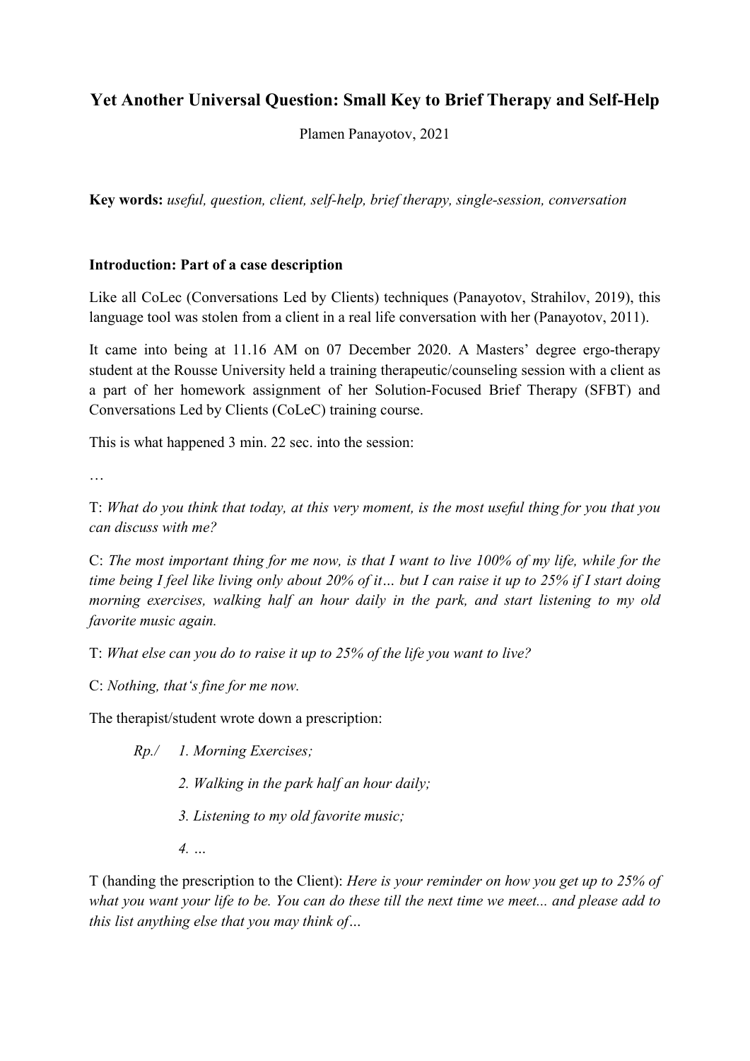# Yet Another Universal Question: Small Key to Brief Therapy and Self-Help

Plamen Panayotov, 2021

**Key words:** *useful, question, client, self-help, brief therapy, single-session, conversation*

## Introduction: Part of a case description

Like all CoLec (Conversations Led by Clients) techniques (Panayotov, Strahilov, 2019), this language tool was stolen from a client in a real life conversation with her (Panayotov, 2011).

It came into being at 11.16 AM on 07 December 2020. A Masters' degree ergo-therapy student at the Rousse University held a training therapeutic/counseling session with a client as a part of her homework assignment of her Solution-Focused Brief Therapy (SFBT) and Conversations Led by Clients (CoLeC) training course.

This is what happened 3 min. 22 sec. into the session:

…

T: *What do you think that today, at this very moment, is the most useful thing for you that you can discuss with me?*

C: *The most important thing for me now, is that I want to live 100% of my life, while for the time being I feel like living only about 20% of it… but I can raise it up to 25% if I start doing morning exercises, walking half an hour daily in the park, and start listening to my old favorite music again.*

T: *What else can you do to raise it up to 25% of the life you want to live?*

C: *Nothing, that's fine for me now.*

The therapist/student wrote down a prescription:

*Rp./ 1. Morning Exercises;*

*2. Walking in the park half an hour daily;*

*3. Listening to my old favorite music;*

*4. …*

T (handing the prescription to the Client): *Here is your reminder on how you get up to 25% of what you want your life to be. You can do these till the next time we meet... and please add to this list anything else that you may think of…*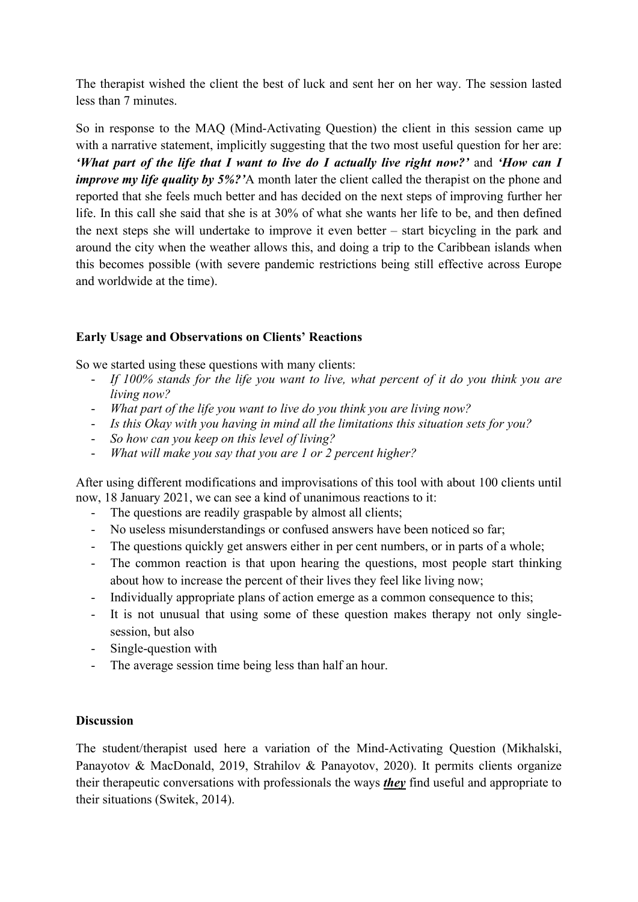The therapist wished the client the best of luck and sent her on her way. The session lasted less than 7 minutes.

So in response to the MAQ (Mind-Activating Question) the client in this session came up with a narrative statement, implicitly suggesting that the two most useful question for her are: ***'What part of the life that I want to live do I actually live right now?'*** and ***'How can I improve my life quality by 5%?'***A month later the client called the therapist on the phone and reported that she feels much better and has decided on the next steps of improving further her life. In this call she said that she is at 30% of what she wants her life to be, and then defined the next steps she will undertake to improve it even better – start bicycling in the park and around the city when the weather allows this, and doing a trip to the Caribbean islands when this becomes possible (with severe pandemic restrictions being still effective across Europe and worldwide at the time).

**Early Usage and Observations on Clients' Reactions**

So we started using these questions with many clients:

- *If 100% stands for the life you want to live, what percent of it do you think you are living now?*
- *What part of the life you want to live do you think you are living now?*
- *Is this Okay with you having in mind all the limitations this situation sets for you?*
- *So how can you keep on this level of living?*
- *What will make you say that you are 1 or 2 percent higher?*

After using different modifications and improvisations of this tool with about 100 clients until now, 18 January 2021, we can see a kind of unanimous reactions to it:

- The questions are readily graspable by almost all clients;
- No useless misunderstandings or confused answers have been noticed so far;
- The questions quickly get answers either in per cent numbers, or in parts of a whole;
- The common reaction is that upon hearing the questions, most people start thinking about how to increase the percent of their lives they feel like living now;
- Individually appropriate plans of action emerge as a common consequence to this;
- It is not unusual that using some of these question makes therapy not only single-session, but also
- Single-question with
- The average session time being less than half an hour.

**Discussion**

The student/therapist used here a variation of the Mind-Activating Question (Mikhalski, Panayotov & MacDonald, 2019, Strahilov & Panayotov, 2020). It permits clients organize their therapeutic conversations with professionals the ways ***they*** find useful and appropriate to their situations (Switek, 2014).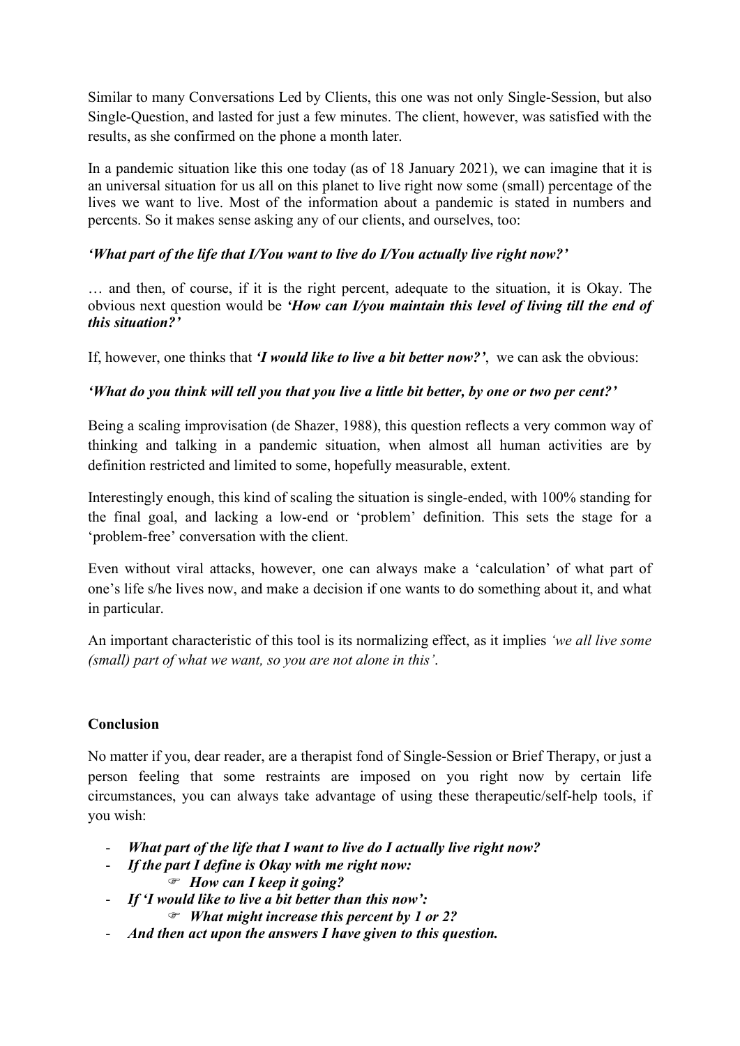Similar to many Conversations Led by Clients, this one was not only Single-Session, but also Single-Question, and lasted for just a few minutes. The client, however, was satisfied with the results, as she confirmed on the phone a month later.

In a pandemic situation like this one today (as of 18 January 2021), we can imagine that it is an universal situation for us all on this planet to live right now some (small) percentage of the lives we want to live. Most of the information about a pandemic is stated in numbers and percents. So it makes sense asking any of our clients, and ourselves, too:

***'What part of the life that I/You want to live do I/You actually live right now?'***

… and then, of course, if it is the right percent, adequate to the situation, it is Okay. The obvious next question would be ***'How can I/you maintain this level of living till the end of this situation?'***

If, however, one thinks that ***'I would like to live a bit better now?'***, we can ask the obvious:

***'What do you think will tell you that you live a little bit better, by one or two per cent?'***

Being a scaling improvisation (de Shazer, 1988), this question reflects a very common way of thinking and talking in a pandemic situation, when almost all human activities are by definition restricted and limited to some, hopefully measurable, extent.

Interestingly enough, this kind of scaling the situation is single-ended, with 100% standing for the final goal, and lacking a low-end or 'problem' definition. This sets the stage for a 'problem-free' conversation with the client.

Even without viral attacks, however, one can always make a 'calculation' of what part of one's life s/he lives now, and make a decision if one wants to do something about it, and what in particular.

An important characteristic of this tool is its normalizing effect, as it implies *'we all live some (small) part of what we want, so you are not alone in this'*.

## Conclusion

No matter if you, dear reader, are a therapist fond of Single-Session or Brief Therapy, or just a person feeling that some restraints are imposed on you right now by certain life circumstances, you can always take advantage of using these therapeutic/self-help tools, if you wish:

- ***What part of the life that I want to live do I actually live right now?***
- ***If the part I define is Okay with me right now:***
    - ☞ ***How can I keep it going?***
- ***If 'I would like to live a bit better than this now':***
    - ☞ ***What might increase this percent by 1 or 2?***
- ***And then act upon the answers I have given to this question.***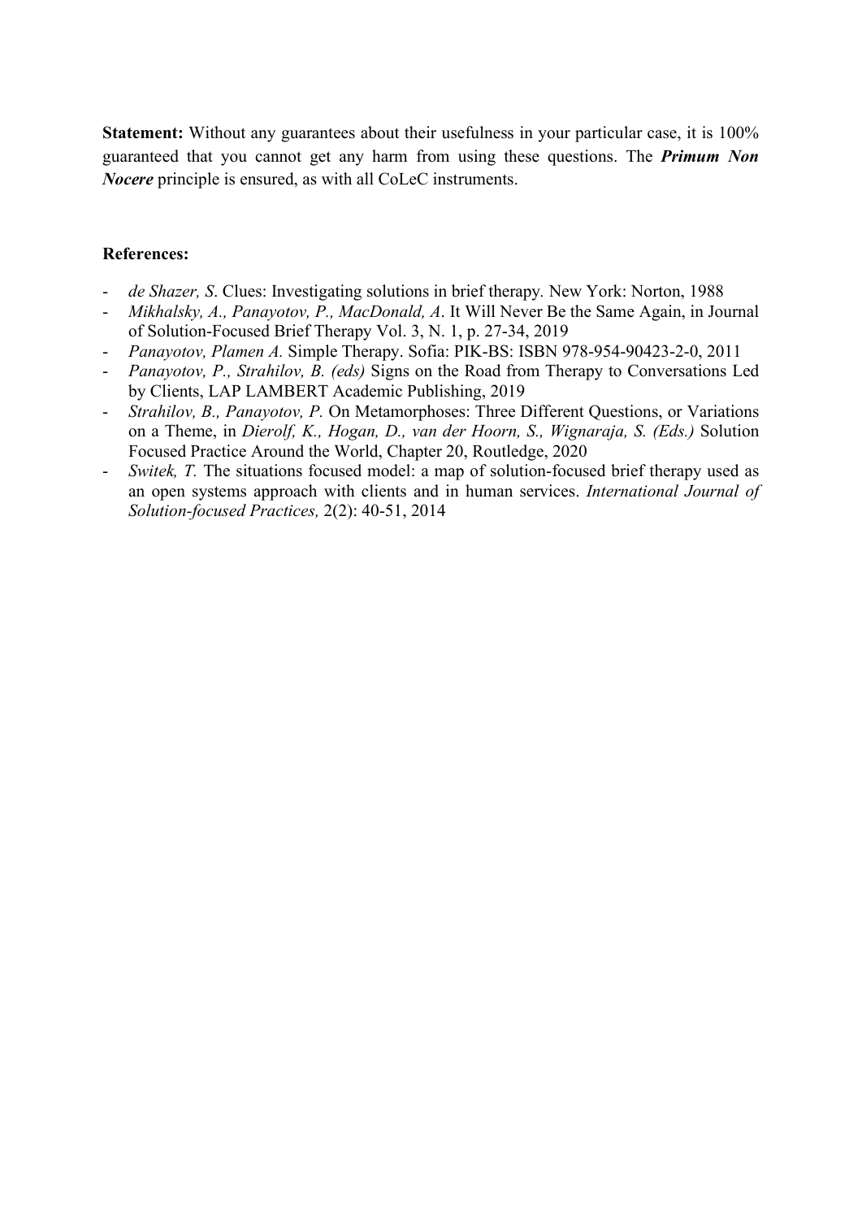**Statement:** Without any guarantees about their usefulness in your particular case, it is 100% guaranteed that you cannot get any harm from using these questions. The ***Primum Non Nocere*** principle is ensured, as with all CoLeC instruments.

**References:**

- *de Shazer, S*. Clues: Investigating solutions in brief therapy. New York: Norton, 1988
- *Mikhalsky, A., Panayotov, P., MacDonald, A*. It Will Never Be the Same Again, in Journal of Solution-Focused Brief Therapy Vol. 3, N. 1, p. 27-34, 2019
- *Panayotov, Plamen A.* Simple Therapy. Sofia: PIK-BS: ISBN 978-954-90423-2-0, 2011
- *Panayotov, P., Strahilov, B. (eds)* Signs on the Road from Therapy to Conversations Led by Clients, LAP LAMBERT Academic Publishing, 2019
- *Strahilov, B., Panayotov, P.* On Metamorphoses: Three Different Questions, or Variations on a Theme, in *Dierolf, K., Hogan, D., van der Hoorn, S., Wignaraja, S. (Eds.)* Solution Focused Practice Around the World, Chapter 20, Routledge, 2020
- *Switek, T.* The situations focused model: a map of solution-focused brief therapy used as an open systems approach with clients and in human services. *International Journal of Solution-focused Practices,* 2(2): 40-51, 2014